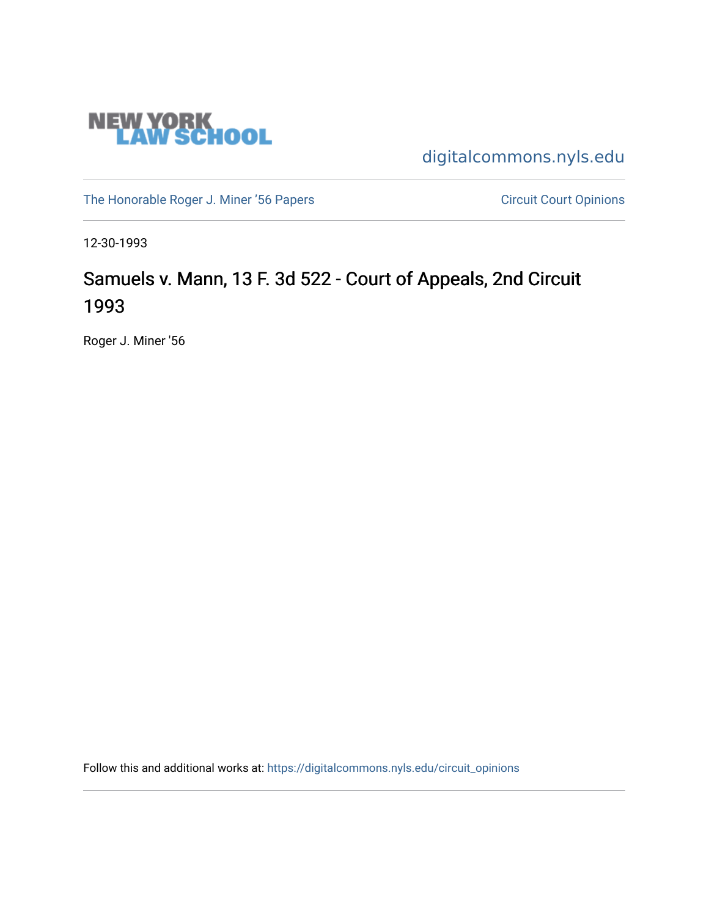NEW YORK LAW SCHOOL

digitalcommons.nyls.edu

The Honorable Roger J. Miner '56 Papers

Circuit Court Opinions

12-30-1993

# Samuels v. Mann, 13 F. 3d 522 - Court of Appeals, 2nd Circuit 1993

Roger J. Miner '56

Follow this and additional works at: https://digitalcommons.nyls.edu/circuit_opinions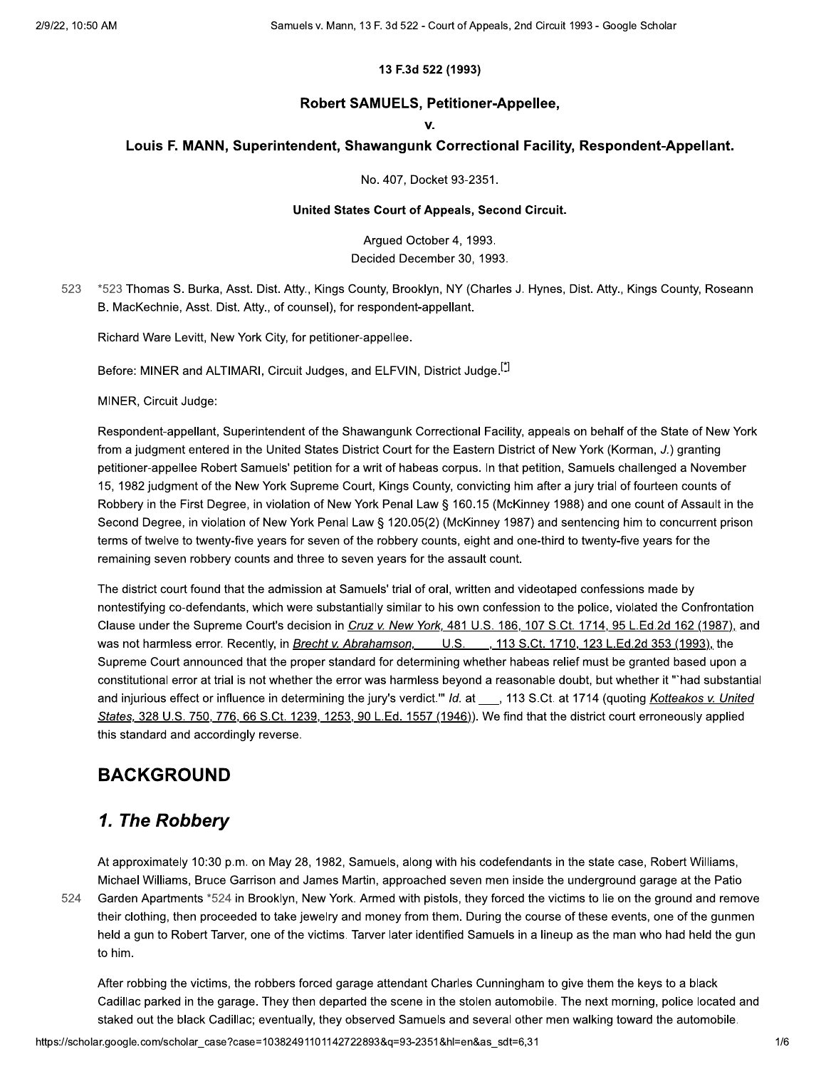**13 F.3d 522 (1993)**

**Robert SAMUELS, Petitioner-Appellee,**

**v.**

**Louis F. MANN, Superintendent, Shawangunk Correctional Facility, Respondent-Appellant.**

No. 407, Docket 93-2351.

**United States Court of Appeals, Second Circuit.**

Argued October 4, 1993.
Decided December 30, 1993.

523 *523 Thomas S. Burka, Asst. Dist. Atty., Kings County, Brooklyn, NY (Charles J. Hynes, Dist. Atty., Kings County, Roseann B. MacKechnie, Asst. Dist. Atty., of counsel), for respondent-appellant.

Richard Ware Levitt, New York City, for petitioner-appellee.

Before: MINER and ALTIMARI, Circuit Judges, and ELFVIN, District Judge.[*]

MINER, Circuit Judge:

Respondent-appellant, Superintendent of the Shawangunk Correctional Facility, appeals on behalf of the State of New York from a judgment entered in the United States District Court for the Eastern District of New York (Korman, *J.*) granting petitioner-appellee Robert Samuels' petition for a writ of habeas corpus. In that petition, Samuels challenged a November 15, 1982 judgment of the New York Supreme Court, Kings County, convicting him after a jury trial of fourteen counts of Robbery in the First Degree, in violation of New York Penal Law § 160.15 (McKinney 1988) and one count of Assault in the Second Degree, in violation of New York Penal Law § 120.05(2) (McKinney 1987) and sentencing him to concurrent prison terms of twelve to twenty-five years for seven of the robbery counts, eight and one-third to twenty-five years for the remaining seven robbery counts and three to seven years for the assault count.

The district court found that the admission at Samuels' trial of oral, written and videotaped confessions made by nontestifying co-defendants, which were substantially similar to his own confession to the police, violated the Confrontation Clause under the Supreme Court's decision in *Cruz v. New York,* 481 U.S. 186, 107 S.Ct. 1714, 95 L.Ed.2d 162 (1987), and was not harmless error. Recently, in *Brecht v. Abrahamson,* ___ U.S. ___, 113 S.Ct. 1710, 123 L.Ed.2d 353 (1993), the Supreme Court announced that the proper standard for determining whether habeas relief must be granted based upon a constitutional error at trial is not whether the error was harmless beyond a reasonable doubt, but whether it "`had substantial and injurious effect or influence in determining the jury's verdict.'" *Id.* at ___, 113 S.Ct. at 1714 (quoting *Kotteakos v. United States,* 328 U.S. 750, 776, 66 S.Ct. 1239, 1253, 90 L.Ed. 1557 (1946)). We find that the district court erroneously applied this standard and accordingly reverse.

## BACKGROUND

### *1. The Robbery*

At approximately 10:30 p.m. on May 28, 1982, Samuels, along with his codefendants in the state case, Robert Williams, Michael Williams, Bruce Garrison and James Martin, approached seven men inside the underground garage at the Patio Garden Apartments 524 *524 in Brooklyn, New York. Armed with pistols, they forced the victims to lie on the ground and remove their clothing, then proceeded to take jewelry and money from them. During the course of these events, one of the gunmen held a gun to Robert Tarver, one of the victims. Tarver later identified Samuels in a lineup as the man who had held the gun to him.

After robbing the victims, the robbers forced garage attendant Charles Cunningham to give them the keys to a black Cadillac parked in the garage. They then departed the scene in the stolen automobile. The next morning, police located and staked out the black Cadillac; eventually, they observed Samuels and several other men walking toward the automobile.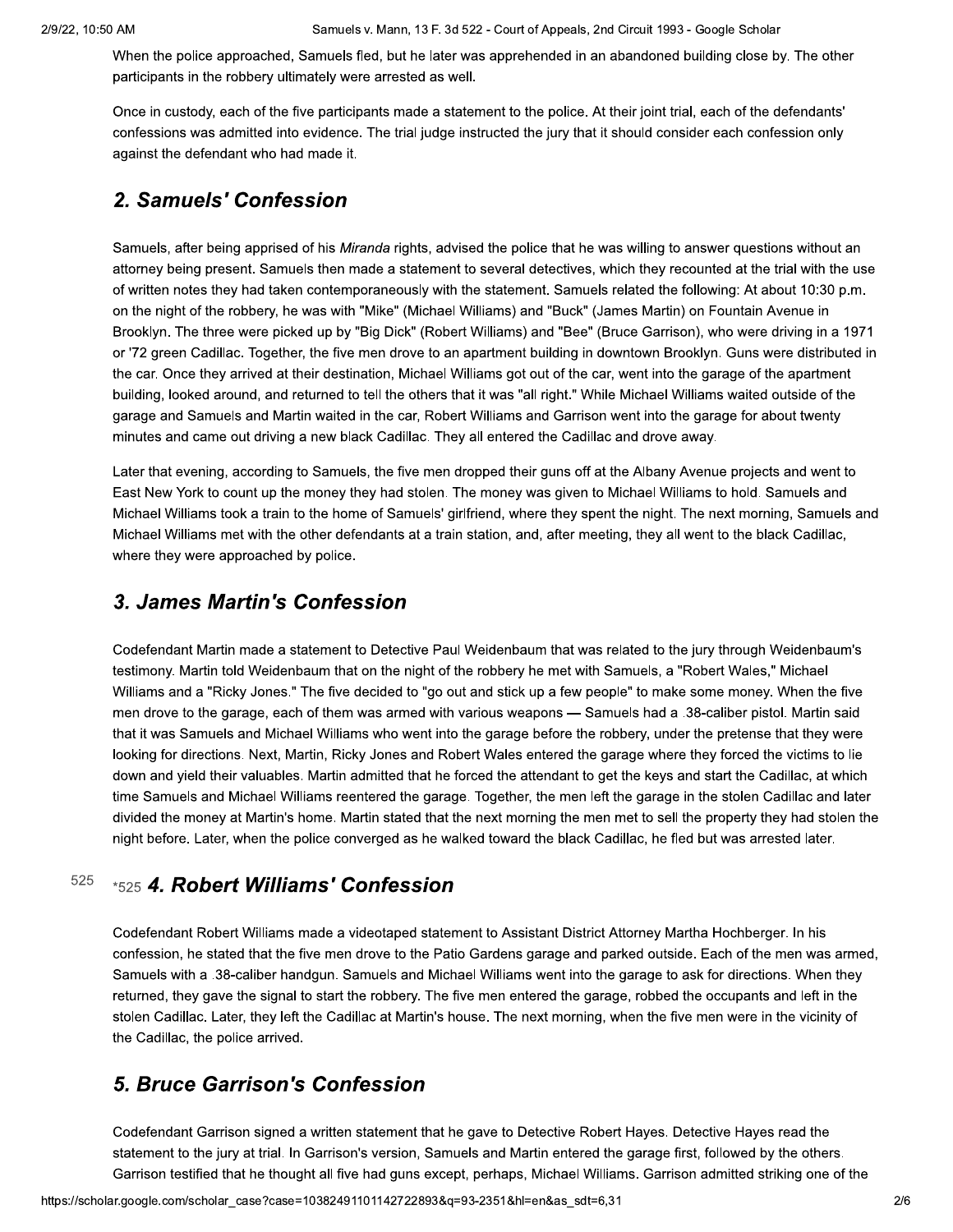When the police approached, Samuels fled, but he later was apprehended in an abandoned building close by. The other participants in the robbery ultimately were arrested as well.

Once in custody, each of the five participants made a statement to the police. At their joint trial, each of the defendants' confessions was admitted into evidence. The trial judge instructed the jury that it should consider each confession only against the defendant who had made it.

## 2. Samuels' Confession

Samuels, after being apprised of his *Miranda* rights, advised the police that he was willing to answer questions without an attorney being present. Samuels then made a statement to several detectives, which they recounted at the trial with the use of written notes they had taken contemporaneously with the statement. Samuels related the following: At about 10:30 p.m. on the night of the robbery, he was with "Mike" (Michael Williams) and "Buck" (James Martin) on Fountain Avenue in Brooklyn. The three were picked up by "Big Dick" (Robert Williams) and "Bee" (Bruce Garrison), who were driving in a 1971 or '72 green Cadillac. Together, the five men drove to an apartment building in downtown Brooklyn. Guns were distributed in the car. Once they arrived at their destination, Michael Williams got out of the car, went into the garage of the apartment building, looked around, and returned to tell the others that it was "all right." While Michael Williams waited outside of the garage and Samuels and Martin waited in the car, Robert Williams and Garrison went into the garage for about twenty minutes and came out driving a new black Cadillac. They all entered the Cadillac and drove away.

Later that evening, according to Samuels, the five men dropped their guns off at the Albany Avenue projects and went to East New York to count up the money they had stolen. The money was given to Michael Williams to hold. Samuels and Michael Williams took a train to the home of Samuels' girlfriend, where they spent the night. The next morning, Samuels and Michael Williams met with the other defendants at a train station, and, after meeting, they all went to the black Cadillac, where they were approached by police.

## 3. James Martin's Confession

Codefendant Martin made a statement to Detective Paul Weidenbaum that was related to the jury through Weidenbaum's testimony. Martin told Weidenbaum that on the night of the robbery he met with Samuels, a "Robert Wales," Michael Williams and a "Ricky Jones." The five decided to "go out and stick up a few people" to make some money. When the five men drove to the garage, each of them was armed with various weapons — Samuels had a .38-caliber pistol. Martin said that it was Samuels and Michael Williams who went into the garage before the robbery, under the pretense that they were looking for directions. Next, Martin, Ricky Jones and Robert Wales entered the garage where they forced the victims to lie down and yield their valuables. Martin admitted that he forced the attendant to get the keys and start the Cadillac, at which time Samuels and Michael Williams reentered the garage. Together, the men left the garage in the stolen Cadillac and later divided the money at Martin's home. Martin stated that the next morning the men met to sell the property they had stolen the night before. Later, when the police converged as he walked toward the black Cadillac, he fled but was arrested later.

## *525 4. Robert Williams' Confession

Codefendant Robert Williams made a videotaped statement to Assistant District Attorney Martha Hochberger. In his confession, he stated that the five men drove to the Patio Gardens garage and parked outside. Each of the men was armed, Samuels with a .38-caliber handgun. Samuels and Michael Williams went into the garage to ask for directions. When they returned, they gave the signal to start the robbery. The five men entered the garage, robbed the occupants and left in the stolen Cadillac. Later, they left the Cadillac at Martin's house. The next morning, when the five men were in the vicinity of the Cadillac, the police arrived.

## 5. Bruce Garrison's Confession

Codefendant Garrison signed a written statement that he gave to Detective Robert Hayes. Detective Hayes read the statement to the jury at trial. In Garrison's version, Samuels and Martin entered the garage first, followed by the others. Garrison testified that he thought all five had guns except, perhaps, Michael Williams. Garrison admitted striking one of the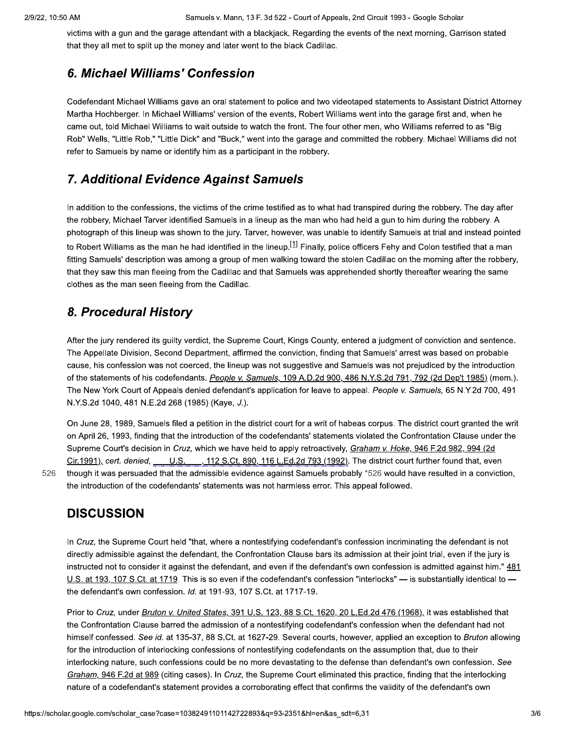victims with a gun and the garage attendant with a blackjack. Regarding the events of the next morning, Garrison stated that they all met to split up the money and later went to the black Cadillac.

## 6. Michael Williams' Confession

Codefendant Michael Williams gave an oral statement to police and two videotaped statements to Assistant District Attorney Martha Hochberger. In Michael Williams' version of the events, Robert Williams went into the garage first and, when he came out, told Michael Williams to wait outside to watch the front. The four other men, who Williams referred to as "Big Rob" Wells, "Little Rob," "Little Dick" and "Buck," went into the garage and committed the robbery. Michael Williams did not refer to Samuels by name or identify him as a participant in the robbery.

## 7. Additional Evidence Against Samuels

In addition to the confessions, the victims of the crime testified as to what had transpired during the robbery. The day after the robbery, Michael Tarver identified Samuels in a lineup as the man who had held a gun to him during the robbery. A photograph of this lineup was shown to the jury. Tarver, however, was unable to identify Samuels at trial and instead pointed to Robert Williams as the man he had identified in the lineup.[1] Finally, police officers Fehy and Colon testified that a man fitting Samuels' description was among a group of men walking toward the stolen Cadillac on the morning after the robbery, that they saw this man fleeing from the Cadillac and that Samuels was apprehended shortly thereafter wearing the same clothes as the man seen fleeing from the Cadillac.

## 8. Procedural History

After the jury rendered its guilty verdict, the Supreme Court, Kings County, entered a judgment of conviction and sentence. The Appellate Division, Second Department, affirmed the conviction, finding that Samuels' arrest was based on probable cause, his confession was not coerced, the lineup was not suggestive and Samuels was not prejudiced by the introduction of the statements of his codefendants. *People v. Samuels,* 109 A.D.2d 900, 486 N.Y.S.2d 791, 792 (2d Dep't 1985) (mem.). The New York Court of Appeals denied defendant's application for leave to appeal. *People v. Samuels,* 65 N.Y.2d 700, 491 N.Y.S.2d 1040, 481 N.E.2d 268 (1985) (Kaye, *J.*).

On June 28, 1989, Samuels filed a petition in the district court for a writ of habeas corpus. The district court granted the writ on April 26, 1993, finding that the introduction of the codefendants' statements violated the Confrontation Clause under the Supreme Court's decision in *Cruz,* which we have held to apply retroactively, *Graham v. Hoke,* 946 F.2d 982, 994 (2d Cir.1991), *cert. denied,* ___ U.S. ___, 112 S.Ct. 890, 116 L.Ed.2d 793 (1992). The district court further found that, even though it was persuaded that the admissible evidence against Samuels probably *526 would have resulted in a conviction, the introduction of the codefendants' statements was not harmless error. This appeal followed.

# DISCUSSION

In *Cruz,* the Supreme Court held "that, where a nontestifying codefendant's confession incriminating the defendant is not directly admissible against the defendant, the Confrontation Clause bars its admission at their joint trial, even if the jury is instructed not to consider it against the defendant, and even if the defendant's own confession is admitted against him." 481 U.S. at 193, 107 S.Ct. at 1719. This is so even if the codefendant's confession "interlocks" — is substantially identical to — the defendant's own confession. *Id.* at 191-93, 107 S.Ct. at 1717-19.

Prior to *Cruz,* under *Bruton v. United States,* 391 U.S. 123, 88 S.Ct. 1620, 20 L.Ed.2d 476 (1968), it was established that the Confrontation Clause barred the admission of a nontestifying codefendant's confession when the defendant had not himself confessed. *See id.* at 135-37, 88 S.Ct. at 1627-29. Several courts, however, applied an exception to *Bruton* allowing for the introduction of interlocking confessions of nontestifying codefendants on the assumption that, due to their interlocking nature, such confessions could be no more devastating to the defense than defendant's own confession. *See Graham,* 946 F.2d at 989 (citing cases). In *Cruz,* the Supreme Court eliminated this practice, finding that the interlocking nature of a codefendant's statement provides a corroborating effect that confirms the validity of the defendant's own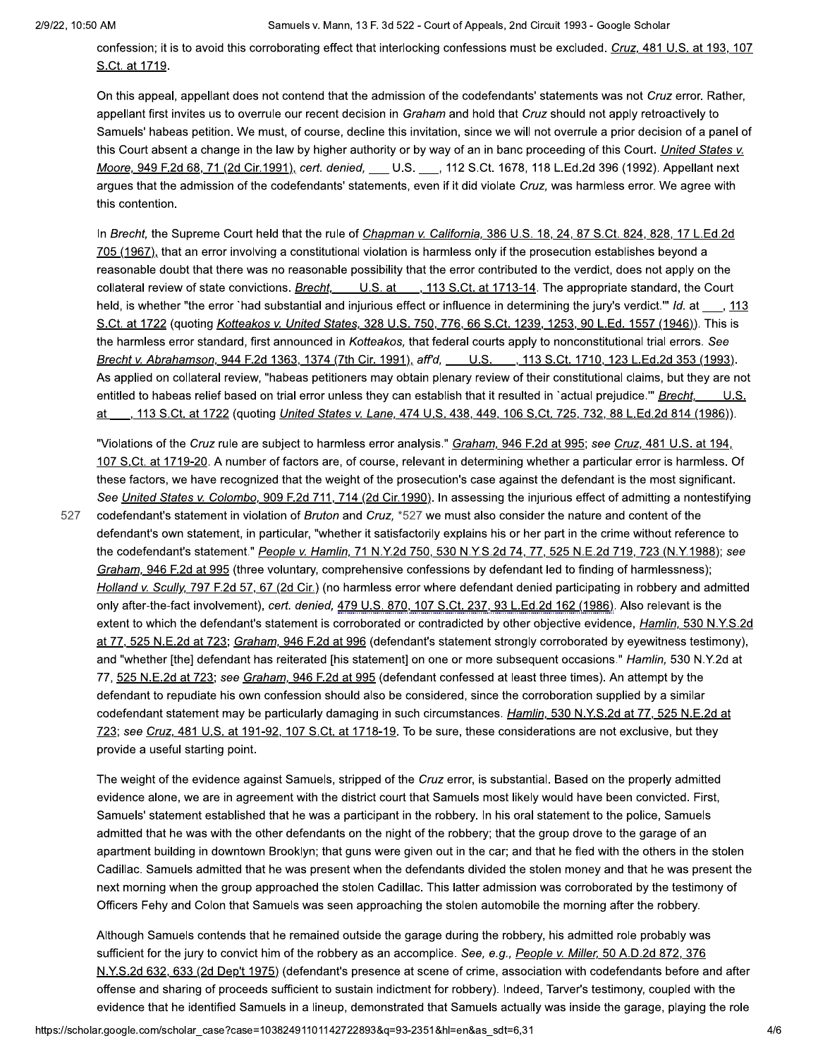confession; it is to avoid this corroborating effect that interlocking confessions must be excluded. *Cruz,* 481 U.S. at 193, 107 S.Ct. at 1719.

On this appeal, appellant does not contend that the admission of the codefendants' statements was not *Cruz* error. Rather, appellant first invites us to overrule our recent decision in *Graham* and hold that *Cruz* should not apply retroactively to Samuels' habeas petition. We must, of course, decline this invitation, since we will not overrule a prior decision of a panel of this Court absent a change in the law by higher authority or by way of an in banc proceeding of this Court. *United States v. Moore,* 949 F.2d 68, 71 (2d Cir.1991), *cert. denied,* ___ U.S. ___, 112 S.Ct. 1678, 118 L.Ed.2d 396 (1992). Appellant next argues that the admission of the codefendants' statements, even if it did violate *Cruz,* was harmless error. We agree with this contention.

In *Brecht,* the Supreme Court held that the rule of *Chapman v. California,* 386 U.S. 18, 24, 87 S.Ct. 824, 828, 17 L.Ed.2d 705 (1967), that an error involving a constitutional violation is harmless only if the prosecution establishes beyond a reasonable doubt that there was no reasonable possibility that the error contributed to the verdict, does not apply on the collateral review of state convictions. *Brecht,* ___ U.S. at ___, 113 S.Ct. at 1713-14. The appropriate standard, the Court held, is whether "the error `had substantial and injurious effect or influence in determining the jury's verdict.'" *Id.* at ___, 113 S.Ct. at 1722 (quoting *Kotteakos v. United States,* 328 U.S. 750, 776, 66 S.Ct. 1239, 1253, 90 L.Ed. 1557 (1946)). This is the harmless error standard, first announced in *Kotteakos,* that federal courts apply to nonconstitutional trial errors. *See Brecht v. Abrahamson,* 944 F.2d 1363, 1374 (7th Cir. 1991), *aff'd,* ___ U.S. ___, 113 S.Ct. 1710, 123 L.Ed.2d 353 (1993). As applied on collateral review, "habeas petitioners may obtain plenary review of their constitutional claims, but they are not entitled to habeas relief based on trial error unless they can establish that it resulted in `actual prejudice.'" *Brecht,* ___ U.S. at ___, 113 S.Ct. at 1722 (quoting *United States v. Lane,* 474 U.S. 438, 449, 106 S.Ct. 725, 732, 88 L.Ed.2d 814 (1986)).

"Violations of the *Cruz* rule are subject to harmless error analysis." *Graham,* 946 F.2d at 995; *see Cruz,* 481 U.S. at 194, 107 S.Ct. at 1719-20. A number of factors are, of course, relevant in determining whether a particular error is harmless. Of these factors, we have recognized that the weight of the prosecution's case against the defendant is the most significant. *See United States v. Colombo,* 909 F.2d 711, 714 (2d Cir.1990). In assessing the injurious effect of admitting a nontestifying codefendant's statement in violation of *Bruton* and *Cruz,* *527 we must also consider the nature and content of the defendant's own statement, in particular, "whether it satisfactorily explains his or her part in the crime without reference to the codefendant's statement." *People v. Hamlin,* 71 N.Y.2d 750, 530 N.Y.S.2d 74, 77, 525 N.E.2d 719, 723 (N.Y.1988); *see Graham,* 946 F.2d at 995 (three voluntary, comprehensive confessions by defendant led to finding of harmlessness); *Holland v. Scully,* 797 F.2d 57, 67 (2d Cir.) (no harmless error where defendant denied participating in robbery and admitted only after-the-fact involvement), *cert. denied,* 479 U.S. 870, 107 S.Ct. 237, 93 L.Ed.2d 162 (1986). Also relevant is the extent to which the defendant's statement is corroborated or contradicted by other objective evidence, *Hamlin,* 530 N.Y.S.2d at 77, 525 N.E.2d at 723; *Graham,* 946 F.2d at 996 (defendant's statement strongly corroborated by eyewitness testimony), and "whether [the] defendant has reiterated [his statement] on one or more subsequent occasions." *Hamlin,* 530 N.Y.2d at 77, 525 N.E.2d at 723; *see Graham,* 946 F.2d at 995 (defendant confessed at least three times). An attempt by the defendant to repudiate his own confession should also be considered, since the corroboration supplied by a similar codefendant statement may be particularly damaging in such circumstances. *Hamlin,* 530 N.Y.S.2d at 77, 525 N.E.2d at 723; *see Cruz,* 481 U.S. at 191-92, 107 S.Ct. at 1718-19. To be sure, these considerations are not exclusive, but they provide a useful starting point.

The weight of the evidence against Samuels, stripped of the *Cruz* error, is substantial. Based on the properly admitted evidence alone, we are in agreement with the district court that Samuels most likely would have been convicted. First, Samuels' statement established that he was a participant in the robbery. In his oral statement to the police, Samuels admitted that he was with the other defendants on the night of the robbery; that the group drove to the garage of an apartment building in downtown Brooklyn; that guns were given out in the car; and that he fled with the others in the stolen Cadillac. Samuels admitted that he was present when the defendants divided the stolen money and that he was present the next morning when the group approached the stolen Cadillac. This latter admission was corroborated by the testimony of Officers Fehy and Colon that Samuels was seen approaching the stolen automobile the morning after the robbery.

Although Samuels contends that he remained outside the garage during the robbery, his admitted role probably was sufficient for the jury to convict him of the robbery as an accomplice. *See, e.g., People v. Miller,* 50 A.D.2d 872, 376 N.Y.S.2d 632, 633 (2d Dep't 1975) (defendant's presence at scene of crime, association with codefendants before and after offense and sharing of proceeds sufficient to sustain indictment for robbery). Indeed, Tarver's testimony, coupled with the evidence that he identified Samuels in a lineup, demonstrated that Samuels actually was inside the garage, playing the role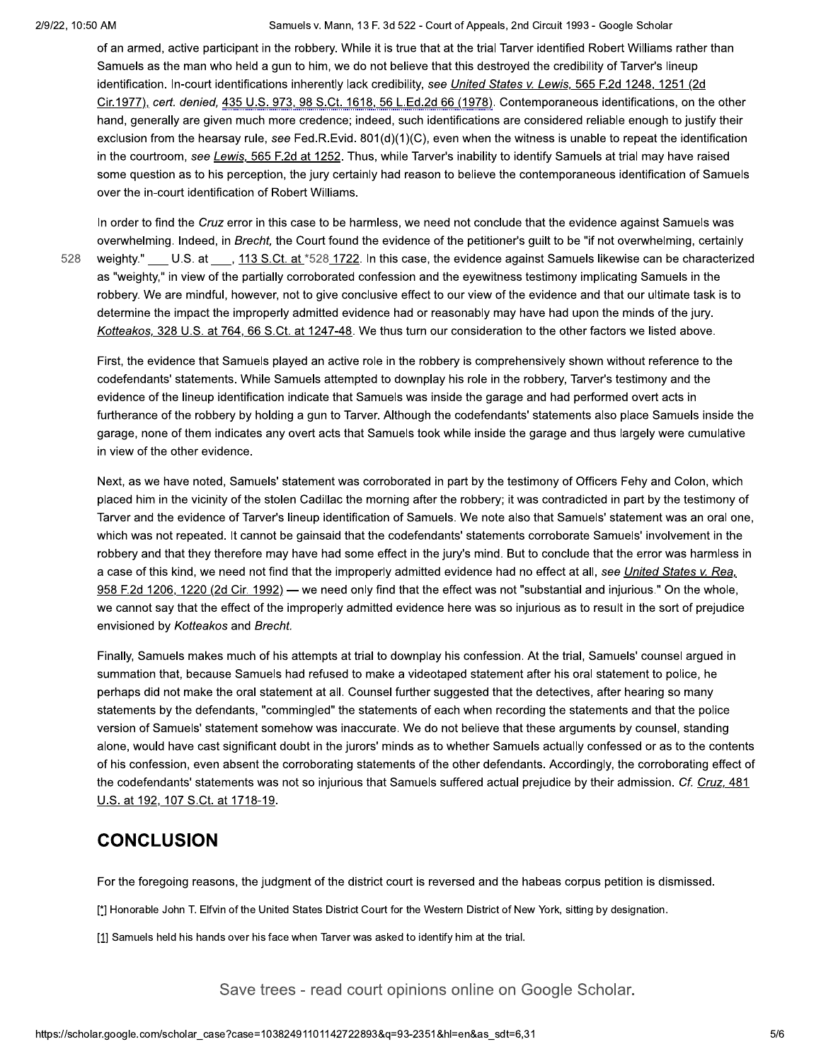of an armed, active participant in the robbery. While it is true that at the trial Tarver identified Robert Williams rather than Samuels as the man who held a gun to him, we do not believe that this destroyed the credibility of Tarver's lineup identification. In-court identifications inherently lack credibility, *see* United States v. Lewis, 565 F.2d 1248, 1251 (2d Cir.1977), *cert. denied,* 435 U.S. 973, 98 S.Ct. 1618, 56 L.Ed.2d 66 (1978). Contemporaneous identifications, on the other hand, generally are given much more credence; indeed, such identifications are considered reliable enough to justify their exclusion from the hearsay rule, *see* Fed.R.Evid. 801(d)(1)(C), even when the witness is unable to repeat the identification in the courtroom, *see* Lewis, 565 F.2d at 1252. Thus, while Tarver's inability to identify Samuels at trial may have raised some question as to his perception, the jury certainly had reason to believe the contemporaneous identification of Samuels over the in-court identification of Robert Williams.

In order to find the *Cruz* error in this case to be harmless, we need not conclude that the evidence against Samuels was overwhelming. Indeed, in *Brecht,* the Court found the evidence of the petitioner's guilt to be "if not overwhelming, certainly weighty." ___ U.S. at ___, 113 S.Ct. at *528 1722. In this case, the evidence against Samuels likewise can be characterized as "weighty," in view of the partially corroborated confession and the eyewitness testimony implicating Samuels in the robbery. We are mindful, however, not to give conclusive effect to our view of the evidence and that our ultimate task is to determine the impact the improperly admitted evidence had or reasonably may have had upon the minds of the jury. *Kotteakos,* 328 U.S. at 764, 66 S.Ct. at 1247-48. We thus turn our consideration to the other factors we listed above.

First, the evidence that Samuels played an active role in the robbery is comprehensively shown without reference to the codefendants' statements. While Samuels attempted to downplay his role in the robbery, Tarver's testimony and the evidence of the lineup identification indicate that Samuels was inside the garage and had performed overt acts in furtherance of the robbery by holding a gun to Tarver. Although the codefendants' statements also place Samuels inside the garage, none of them indicates any overt acts that Samuels took while inside the garage and thus largely were cumulative in view of the other evidence.

Next, as we have noted, Samuels' statement was corroborated in part by the testimony of Officers Fehy and Colon, which placed him in the vicinity of the stolen Cadillac the morning after the robbery; it was contradicted in part by the testimony of Tarver and the evidence of Tarver's lineup identification of Samuels. We note also that Samuels' statement was an oral one, which was not repeated. It cannot be gainsaid that the codefendants' statements corroborate Samuels' involvement in the robbery and that they therefore may have had some effect in the jury's mind. But to conclude that the error was harmless in a case of this kind, we need not find that the improperly admitted evidence had no effect at all, *see* United States v. Rea, 958 F.2d 1206, 1220 (2d Cir. 1992) — we need only find that the effect was not "substantial and injurious." On the whole, we cannot say that the effect of the improperly admitted evidence here was so injurious as to result in the sort of prejudice envisioned by *Kotteakos* and *Brecht.*

Finally, Samuels makes much of his attempts at trial to downplay his confession. At the trial, Samuels' counsel argued in summation that, because Samuels had refused to make a videotaped statement after his oral statement to police, he perhaps did not make the oral statement at all. Counsel further suggested that the detectives, after hearing so many statements by the defendants, "commingled" the statements of each when recording the statements and that the police version of Samuels' statement somehow was inaccurate. We do not believe that these arguments by counsel, standing alone, would have cast significant doubt in the jurors' minds as to whether Samuels actually confessed or as to the contents of his confession, even absent the corroborating statements of the other defendants. Accordingly, the corroborating effect of the codefendants' statements was not so injurious that Samuels suffered actual prejudice by their admission. *Cf.* Cruz, 481 U.S. at 192, 107 S.Ct. at 1718-19.

## CONCLUSION

For the foregoing reasons, the judgment of the district court is reversed and the habeas corpus petition is dismissed.

[*] Honorable John T. Elfvin of the United States District Court for the Western District of New York, sitting by designation.

[1] Samuels held his hands over his face when Tarver was asked to identify him at the trial.